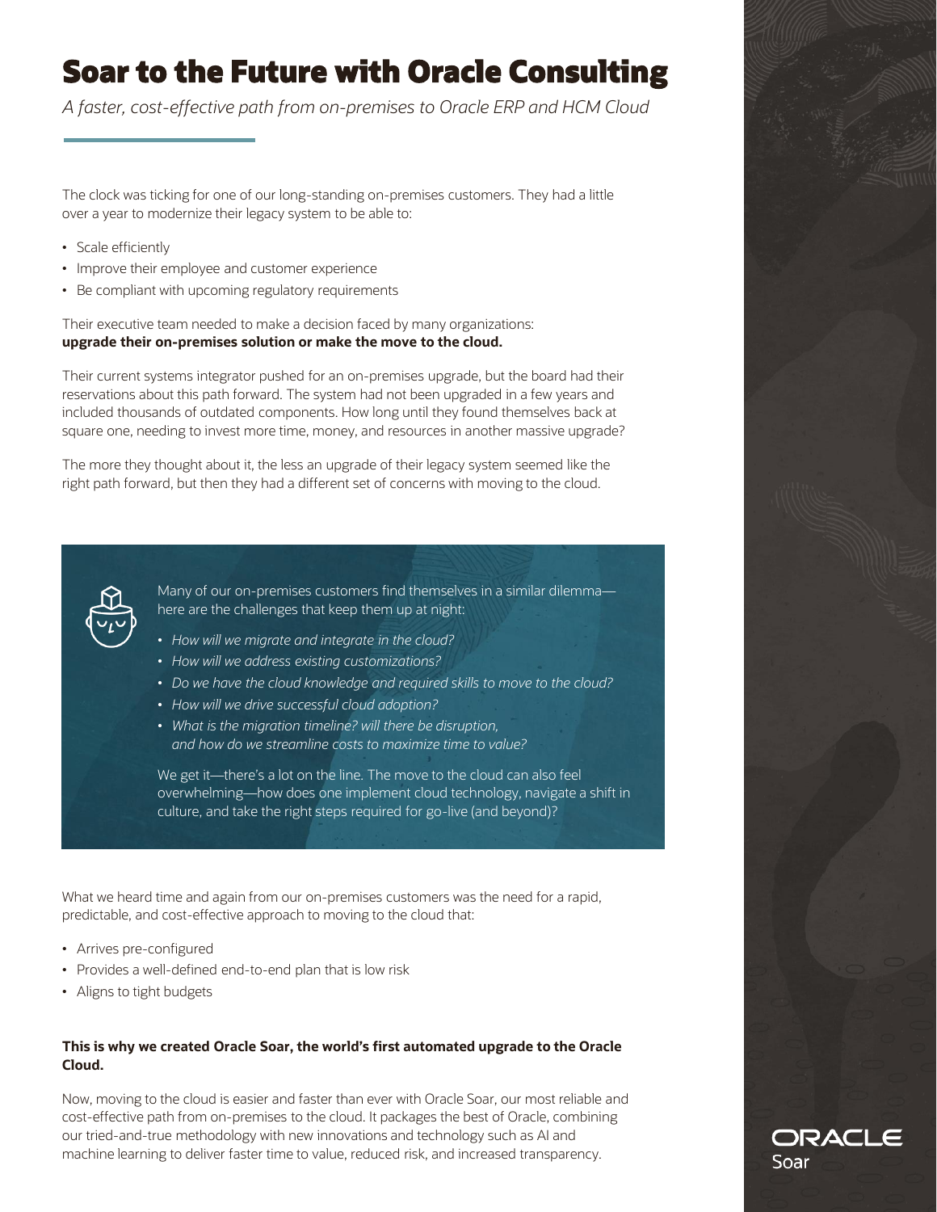# Soar to the Future with Oracle Consulting

*A faster, cost-effective path from on-premises to Oracle ERP and HCM Cloud*

The clock was ticking for one of our long-standing on-premises customers. They had a little over a year to modernize their legacy system to be able to:

- Scale efficiently
- Improve their employee and customer experience
- Be compliant with upcoming regulatory requirements

Their executive team needed to make a decision faced by many organizations: **upgrade their on-premises solution or make the move to the cloud.**

Their current systems integrator pushed for an on-premises upgrade, but the board had their reservations about this path forward. The system had not been upgraded in a few years and included thousands of outdated components. How long until they found themselves back at square one, needing to invest more time, money, and resources in another massive upgrade?

The more they thought about it, the less an upgrade of their legacy system seemed like the right path forward, but then they had a different set of concerns with moving to the cloud.

Many of our on-premises customers find themselves in a similar dilemma—here are the challenges that keep them up at night:

- *How will we migrate and integrate in the cloud?*
- *How will we address existing customizations?*
- *Do we have the cloud knowledge and required skills to move to the cloud?*
- *How will we drive successful cloud adoption?*
- *What is the migration timeline? will there be disruption, and how do we streamline costs to maximize time to value?*

We get it—there's a lot on the line. The move to the cloud can also feel overwhelming—how does one implement cloud technology, navigate a shift in culture, and take the right steps required for go-live (and beyond)?

What we heard time and again from our on-premises customers was the need for a rapid, predictable, and cost-effective approach to moving to the cloud that:

- Arrives pre-configured
- Provides a well-defined end-to-end plan that is low risk
- Aligns to tight budgets

**This is why we created Oracle Soar, the world's first automated upgrade to the Oracle Cloud.**

Now, moving to the cloud is easier and faster than ever with Oracle Soar, our most reliable and cost-effective path from on-premises to the cloud. It packages the best of Oracle, combining our tried-and-true methodology with new innovations and technology such as AI and machine learning to deliver faster time to value, reduced risk, and increased transparency.

ORACLE Soar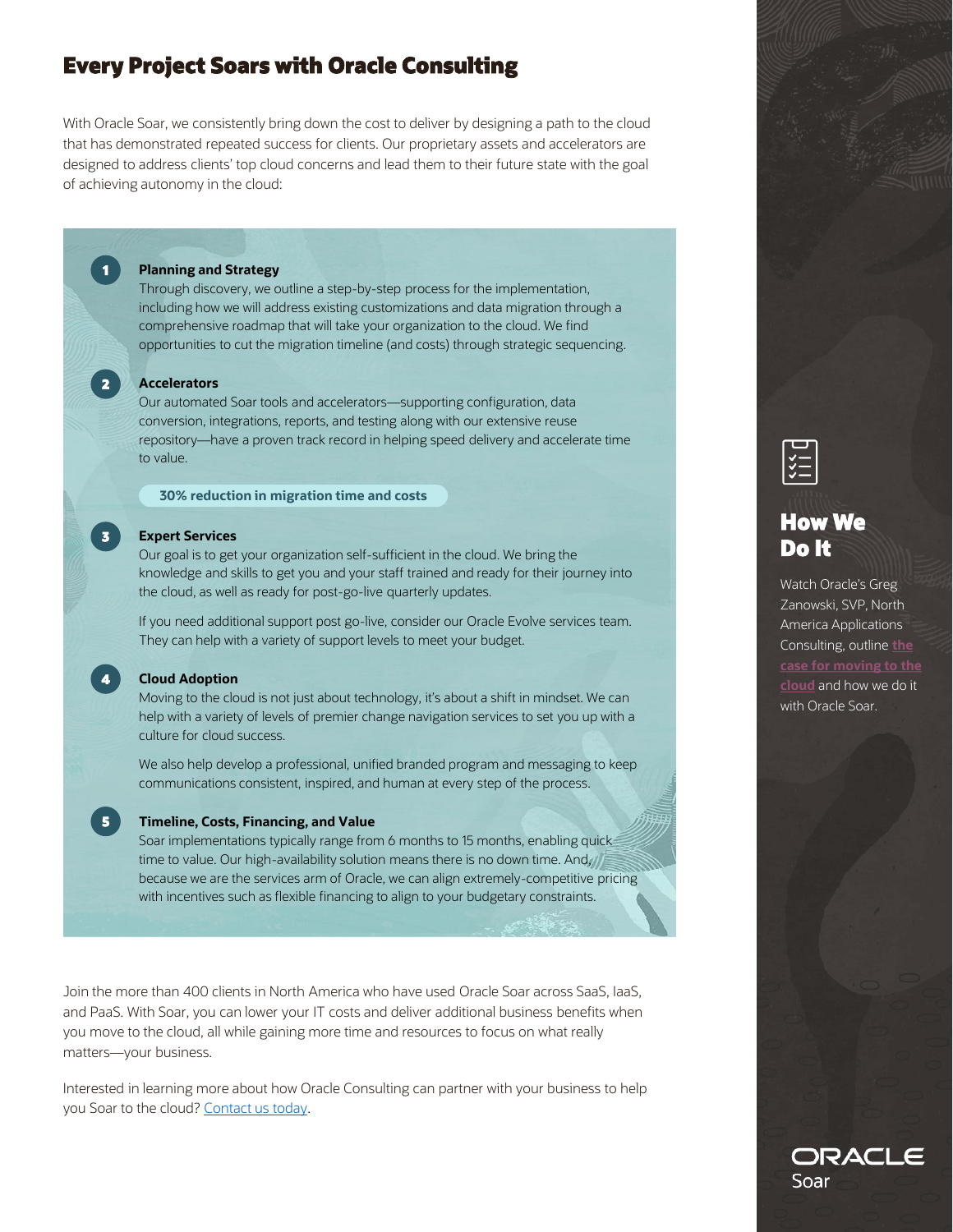# Every Project Soars with Oracle Consulting

With Oracle Soar, we consistently bring down the cost to deliver by designing a path to the cloud that has demonstrated repeated success for clients. Our proprietary assets and accelerators are designed to address clients' top cloud concerns and lead them to their future state with the goal of achieving autonomy in the cloud:

1. **Planning and Strategy**
   Through discovery, we outline a step-by-step process for the implementation, including how we will address existing customizations and data migration through a comprehensive roadmap that will take your organization to the cloud. We find opportunities to cut the migration timeline (and costs) through strategic sequencing.

2. **Accelerators**
   Our automated Soar tools and accelerators—supporting configuration, data conversion, integrations, reports, and testing along with our extensive reuse repository—have a proven track record in helping speed delivery and accelerate time to value.

   **30% reduction in migration time and costs**

3. **Expert Services**
   Our goal is to get your organization self-sufficient in the cloud. We bring the knowledge and skills to get you and your staff trained and ready for their journey into the cloud, as well as ready for post-go-live quarterly updates.

   If you need additional support post go-live, consider our Oracle Evolve services team. They can help with a variety of support levels to meet your budget.

4. **Cloud Adoption**
   Moving to the cloud is not just about technology, it's about a shift in mindset. We can help with a variety of levels of premier change navigation services to set you up with a culture for cloud success.

   We also help develop a professional, unified branded program and messaging to keep communications consistent, inspired, and human at every step of the process.

5. **Timeline, Costs, Financing, and Value**
   Soar implementations typically range from 6 months to 15 months, enabling quick time to value. Our high-availability solution means there is no down time. And, because we are the services arm of Oracle, we can align extremely-competitive pricing with incentives such as flexible financing to align to your budgetary constraints.

Join the more than 400 clients in North America who have used Oracle Soar across SaaS, IaaS, and PaaS. With Soar, you can lower your IT costs and deliver additional business benefits when you move to the cloud, all while gaining more time and resources to focus on what really matters—your business.

Interested in learning more about how Oracle Consulting can partner with your business to help you Soar to the cloud? Contact us today.

## How We Do It

Watch Oracle's Greg Zanowski, SVP, North America Applications Consulting, outline **the case for moving to the cloud** and how we do it with Oracle Soar.

ORACLE Soar